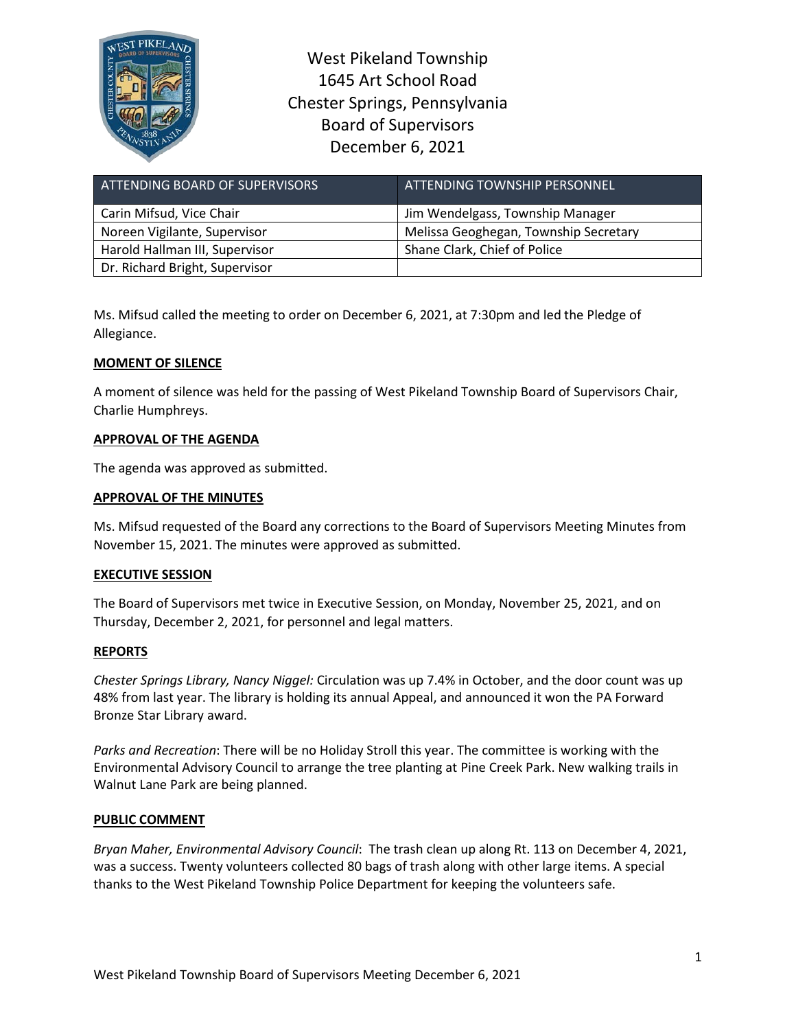West Pikeland Township
1645 Art School Road
Chester Springs, Pennsylvania
Board of Supervisors
December 6, 2021

| ATTENDING BOARD OF SUPERVISORS | ATTENDING TOWNSHIP PERSONNEL |
|---|---|
| Carin Mifsud, Vice Chair | Jim Wendelgass, Township Manager |
| Noreen Vigilante, Supervisor | Melissa Geoghegan, Township Secretary |
| Harold Hallman III, Supervisor | Shane Clark, Chief of Police |
| Dr. Richard Bright, Supervisor | |

Ms. Mifsud called the meeting to order on December 6, 2021, at 7:30pm and led the Pledge of Allegiance.

**MOMENT OF SILENCE**

A moment of silence was held for the passing of West Pikeland Township Board of Supervisors Chair, Charlie Humphreys.

**APPROVAL OF THE AGENDA**

The agenda was approved as submitted.

**APPROVAL OF THE MINUTES**

Ms. Mifsud requested of the Board any corrections to the Board of Supervisors Meeting Minutes from November 15, 2021. The minutes were approved as submitted.

**EXECUTIVE SESSION**

The Board of Supervisors met twice in Executive Session, on Monday, November 25, 2021, and on Thursday, December 2, 2021, for personnel and legal matters.

**REPORTS**

*Chester Springs Library, Nancy Niggel:* Circulation was up 7.4% in October, and the door count was up 48% from last year. The library is holding its annual Appeal, and announced it won the PA Forward Bronze Star Library award.

*Parks and Recreation*: There will be no Holiday Stroll this year. The committee is working with the Environmental Advisory Council to arrange the tree planting at Pine Creek Park. New walking trails in Walnut Lane Park are being planned.

**PUBLIC COMMENT**

*Bryan Maher, Environmental Advisory Council*: The trash clean up along Rt. 113 on December 4, 2021, was a success. Twenty volunteers collected 80 bags of trash along with other large items. A special thanks to the West Pikeland Township Police Department for keeping the volunteers safe.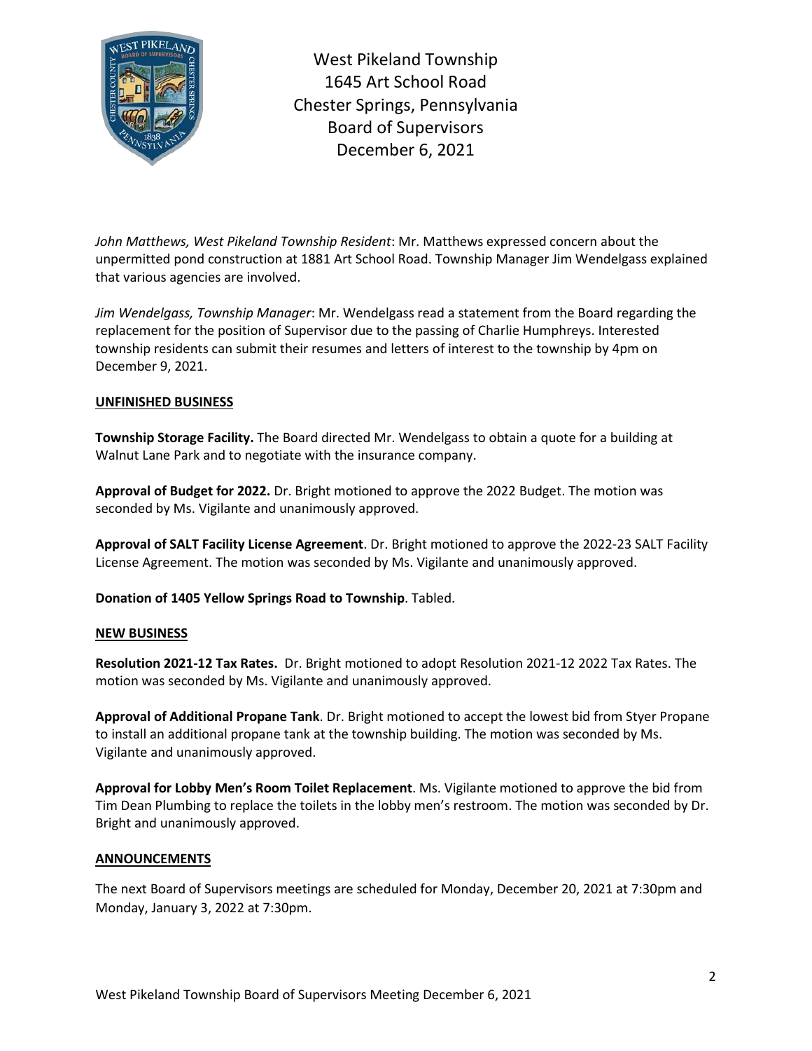*John Matthews, West Pikeland Township Resident*: Mr. Matthews expressed concern about the unpermitted pond construction at 1881 Art School Road. Township Manager Jim Wendelgass explained that various agencies are involved.

*Jim Wendelgass, Township Manager*: Mr. Wendelgass read a statement from the Board regarding the replacement for the position of Supervisor due to the passing of Charlie Humphreys. Interested township residents can submit their resumes and letters of interest to the township by 4pm on December 9, 2021.

## UNFINISHED BUSINESS

**Township Storage Facility.** The Board directed Mr. Wendelgass to obtain a quote for a building at Walnut Lane Park and to negotiate with the insurance company.

**Approval of Budget for 2022.** Dr. Bright motioned to approve the 2022 Budget. The motion was seconded by Ms. Vigilante and unanimously approved.

**Approval of SALT Facility License Agreement**. Dr. Bright motioned to approve the 2022-23 SALT Facility License Agreement. The motion was seconded by Ms. Vigilante and unanimously approved.

**Donation of 1405 Yellow Springs Road to Township**. Tabled.

## NEW BUSINESS

**Resolution 2021-12 Tax Rates.** Dr. Bright motioned to adopt Resolution 2021-12 2022 Tax Rates. The motion was seconded by Ms. Vigilante and unanimously approved.

**Approval of Additional Propane Tank**. Dr. Bright motioned to accept the lowest bid from Styer Propane to install an additional propane tank at the township building. The motion was seconded by Ms. Vigilante and unanimously approved.

**Approval for Lobby Men's Room Toilet Replacement**. Ms. Vigilante motioned to approve the bid from Tim Dean Plumbing to replace the toilets in the lobby men's restroom. The motion was seconded by Dr. Bright and unanimously approved.

## ANNOUNCEMENTS

The next Board of Supervisors meetings are scheduled for Monday, December 20, 2021 at 7:30pm and Monday, January 3, 2022 at 7:30pm.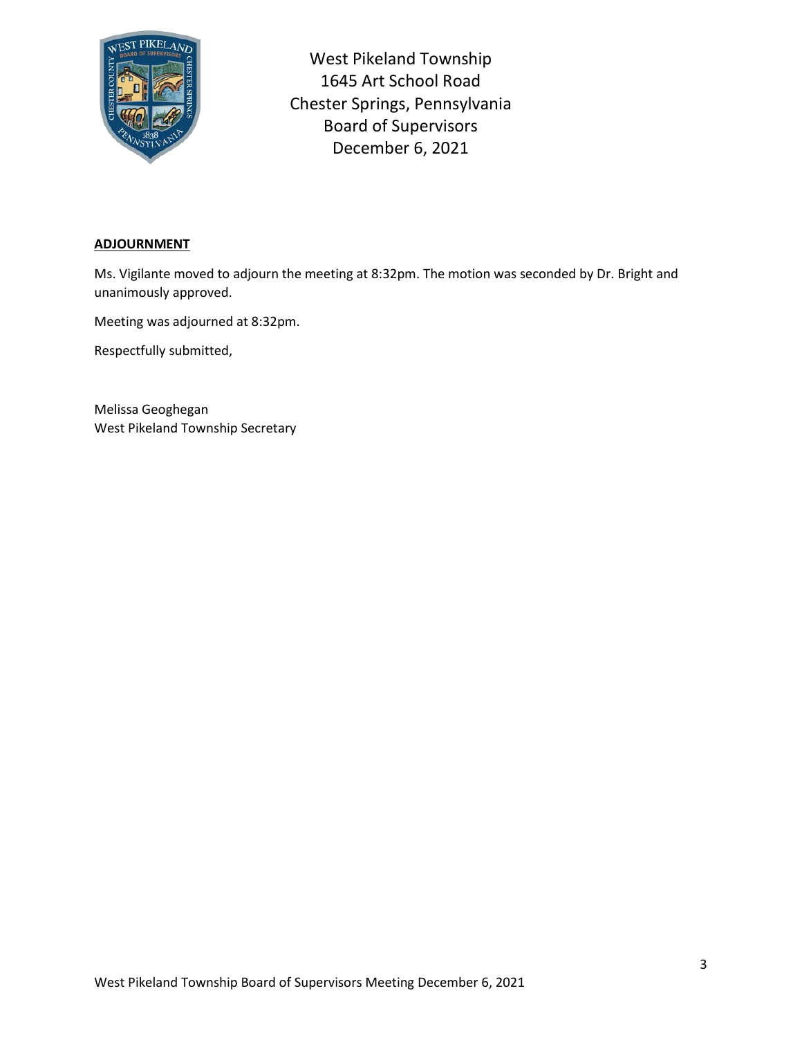West Pikeland Township
1645 Art School Road
Chester Springs, Pennsylvania
Board of Supervisors
December 6, 2021

**ADJOURNMENT**

Ms. Vigilante moved to adjourn the meeting at 8:32pm. The motion was seconded by Dr. Bright and unanimously approved.

Meeting was adjourned at 8:32pm.

Respectfully submitted,

Melissa Geoghegan
West Pikeland Township Secretary